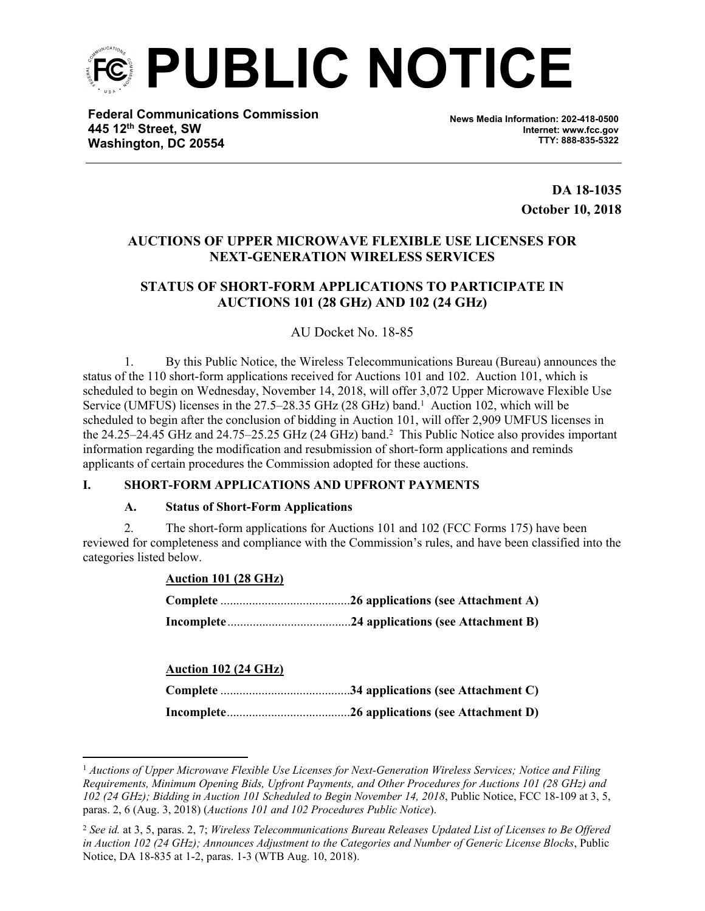# PUBLIC NOTICE

**Federal Communications Commission**
**445 12th Street, SW**
**Washington, DC 20554**

**News Media Information: 202-418-0500**
**Internet: www.fcc.gov**
**TTY: 888-835-5322**

**DA 18-1035**
**October 10, 2018**

## AUCTIONS OF UPPER MICROWAVE FLEXIBLE USE LICENSES FOR NEXT-GENERATION WIRELESS SERVICES

## STATUS OF SHORT-FORM APPLICATIONS TO PARTICIPATE IN AUCTIONS 101 (28 GHz) AND 102 (24 GHz)

AU Docket No. 18-85

1. By this Public Notice, the Wireless Telecommunications Bureau (Bureau) announces the status of the 110 short-form applications received for Auctions 101 and 102. Auction 101, which is scheduled to begin on Wednesday, November 14, 2018, will offer 3,072 Upper Microwave Flexible Use Service (UMFUS) licenses in the 27.5–28.35 GHz (28 GHz) band.[1] Auction 102, which will be scheduled to begin after the conclusion of bidding in Auction 101, will offer 2,909 UMFUS licenses in the 24.25–24.45 GHz and 24.75–25.25 GHz (24 GHz) band.[2] This Public Notice also provides important information regarding the modification and resubmission of short-form applications and reminds applicants of certain procedures the Commission adopted for these auctions.

### I. SHORT-FORM APPLICATIONS AND UPFRONT PAYMENTS

#### A. Status of Short-Form Applications

2. The short-form applications for Auctions 101 and 102 (FCC Forms 175) have been reviewed for completeness and compliance with the Commission's rules, and have been classified into the categories listed below.

**Auction 101 (28 GHz)**

**Complete** .........................................**26 applications (see Attachment A)**

**Incomplete**.......................................**24 applications (see Attachment B)**

**Auction 102 (24 GHz)**

**Complete** .........................................**34 applications (see Attachment C)**

**Incomplete**.......................................**26 applications (see Attachment D)**

---

[1] *Auctions of Upper Microwave Flexible Use Licenses for Next-Generation Wireless Services; Notice and Filing Requirements, Minimum Opening Bids, Upfront Payments, and Other Procedures for Auctions 101 (28 GHz) and 102 (24 GHz); Bidding in Auction 101 Scheduled to Begin November 14, 2018*, Public Notice, FCC 18-109 at 3, 5, paras. 2, 6 (Aug. 3, 2018) (*Auctions 101 and 102 Procedures Public Notice*).

[2] *See id.* at 3, 5, paras. 2, 7; *Wireless Telecommunications Bureau Releases Updated List of Licenses to Be Offered in Auction 102 (24 GHz); Announces Adjustment to the Categories and Number of Generic License Blocks*, Public Notice, DA 18-835 at 1-2, paras. 1-3 (WTB Aug. 10, 2018).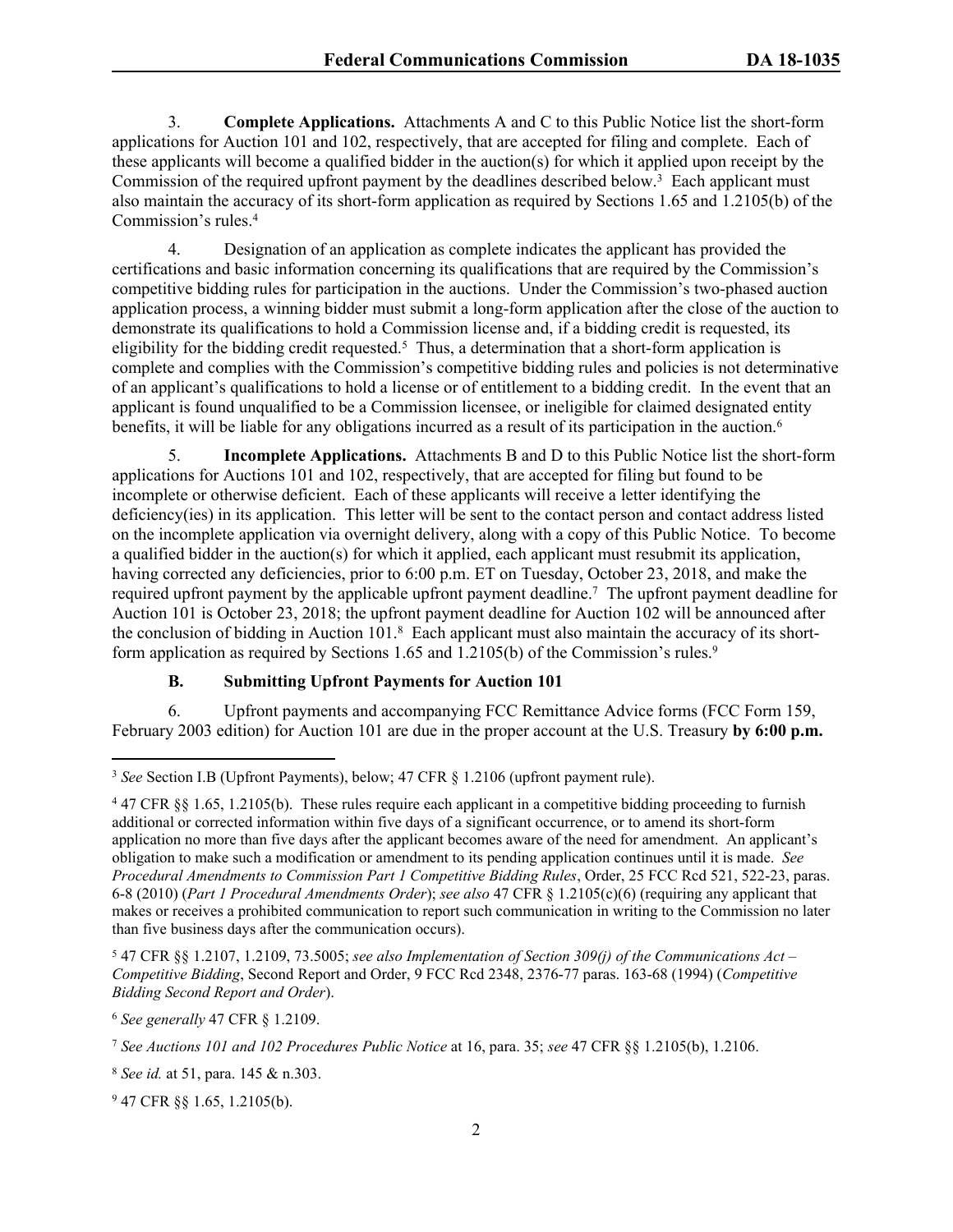3. **Complete Applications.** Attachments A and C to this Public Notice list the short-form applications for Auction 101 and 102, respectively, that are accepted for filing and complete. Each of these applicants will become a qualified bidder in the auction(s) for which it applied upon receipt by the Commission of the required upfront payment by the deadlines described below.[3] Each applicant must also maintain the accuracy of its short-form application as required by Sections 1.65 and 1.2105(b) of the Commission's rules.[4]

4. Designation of an application as complete indicates the applicant has provided the certifications and basic information concerning its qualifications that are required by the Commission's competitive bidding rules for participation in the auctions. Under the Commission's two-phased auction application process, a winning bidder must submit a long-form application after the close of the auction to demonstrate its qualifications to hold a Commission license and, if a bidding credit is requested, its eligibility for the bidding credit requested.[5] Thus, a determination that a short-form application is complete and complies with the Commission's competitive bidding rules and policies is not determinative of an applicant's qualifications to hold a license or of entitlement to a bidding credit. In the event that an applicant is found unqualified to be a Commission licensee, or ineligible for claimed designated entity benefits, it will be liable for any obligations incurred as a result of its participation in the auction.[6]

5. **Incomplete Applications.** Attachments B and D to this Public Notice list the short-form applications for Auctions 101 and 102, respectively, that are accepted for filing but found to be incomplete or otherwise deficient. Each of these applicants will receive a letter identifying the deficiency(ies) in its application. This letter will be sent to the contact person and contact address listed on the incomplete application via overnight delivery, along with a copy of this Public Notice. To become a qualified bidder in the auction(s) for which it applied, each applicant must resubmit its application, having corrected any deficiencies, prior to 6:00 p.m. ET on Tuesday, October 23, 2018, and make the required upfront payment by the applicable upfront payment deadline.[7] The upfront payment deadline for Auction 101 is October 23, 2018; the upfront payment deadline for Auction 102 will be announced after the conclusion of bidding in Auction 101.[8] Each applicant must also maintain the accuracy of its short-form application as required by Sections 1.65 and 1.2105(b) of the Commission's rules.[9]

### B. Submitting Upfront Payments for Auction 101

6. Upfront payments and accompanying FCC Remittance Advice forms (FCC Form 159, February 2003 edition) for Auction 101 are due in the proper account at the U.S. Treasury **by 6:00 p.m.**

---

[3] *See* Section I.B (Upfront Payments), below; 47 CFR § 1.2106 (upfront payment rule).

[4] 47 CFR §§ 1.65, 1.2105(b). These rules require each applicant in a competitive bidding proceeding to furnish additional or corrected information within five days of a significant occurrence, or to amend its short-form application no more than five days after the applicant becomes aware of the need for amendment. An applicant's obligation to make such a modification or amendment to its pending application continues until it is made. *See Procedural Amendments to Commission Part 1 Competitive Bidding Rules*, Order, 25 FCC Rcd 521, 522-23, paras. 6-8 (2010) (*Part 1 Procedural Amendments Order*); *see also* 47 CFR § 1.2105(c)(6) (requiring any applicant that makes or receives a prohibited communication to report such communication in writing to the Commission no later than five business days after the communication occurs).

[5] 47 CFR §§ 1.2107, 1.2109, 73.5005; *see also Implementation of Section 309(j) of the Communications Act – Competitive Bidding*, Second Report and Order, 9 FCC Rcd 2348, 2376-77 paras. 163-68 (1994) (*Competitive Bidding Second Report and Order*).

[6] *See generally* 47 CFR § 1.2109.

[7] *See Auctions 101 and 102 Procedures Public Notice* at 16, para. 35; *see* 47 CFR §§ 1.2105(b), 1.2106.

[8] *See id.* at 51, para. 145 & n.303.

[9] 47 CFR §§ 1.65, 1.2105(b).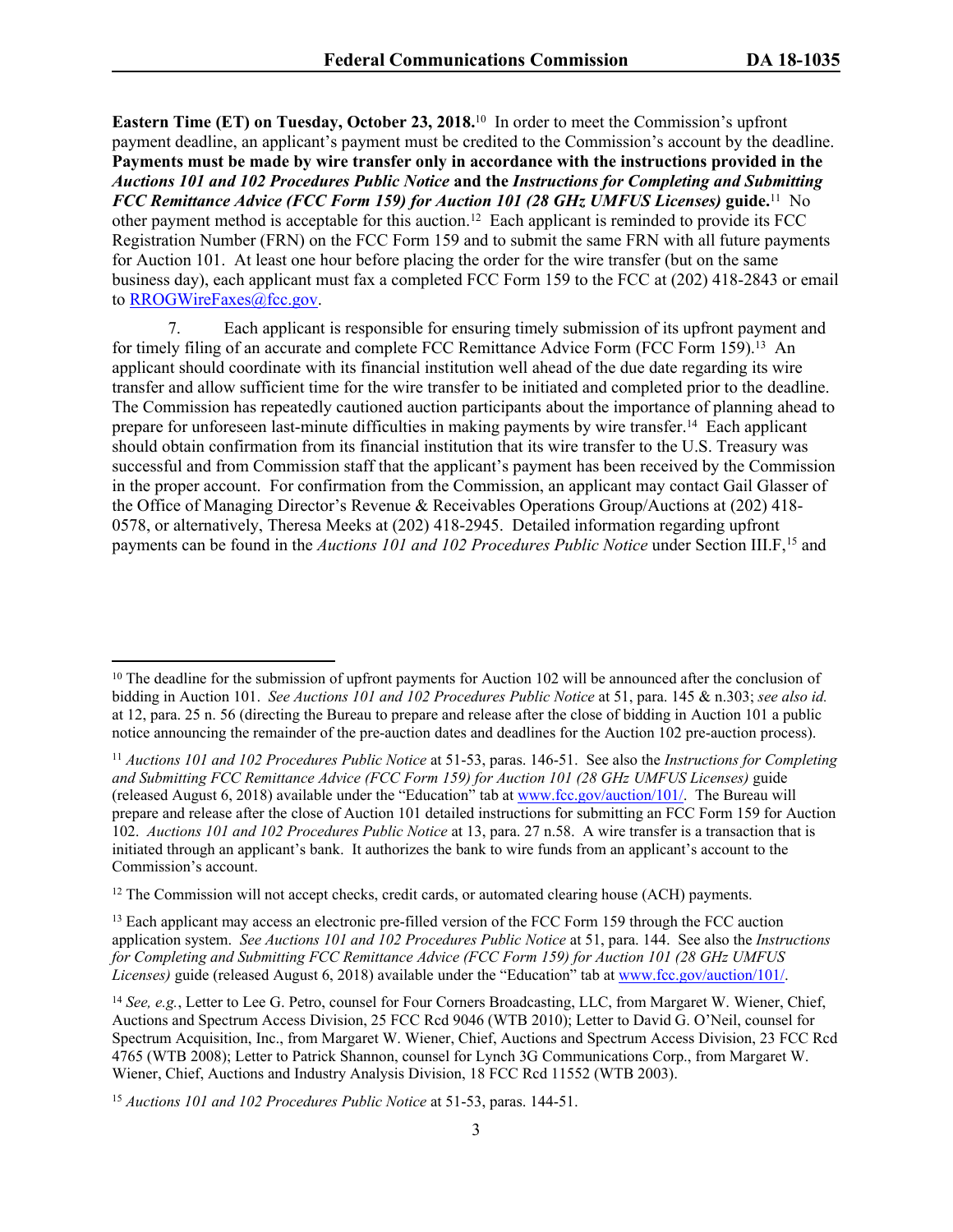**Eastern Time (ET) on Tuesday, October 23, 2018.**[10] In order to meet the Commission's upfront payment deadline, an applicant's payment must be credited to the Commission's account by the deadline. **Payments must be made by wire transfer only in accordance with the instructions provided in the *Auctions 101 and 102 Procedures Public Notice* and the *Instructions for Completing and Submitting FCC Remittance Advice (FCC Form 159) for Auction 101 (28 GHz UMFUS Licenses)* guide.**[11] No other payment method is acceptable for this auction.[12] Each applicant is reminded to provide its FCC Registration Number (FRN) on the FCC Form 159 and to submit the same FRN with all future payments for Auction 101. At least one hour before placing the order for the wire transfer (but on the same business day), each applicant must fax a completed FCC Form 159 to the FCC at (202) 418-2843 or email to RROGWireFaxes@fcc.gov.

7. Each applicant is responsible for ensuring timely submission of its upfront payment and for timely filing of an accurate and complete FCC Remittance Advice Form (FCC Form 159).[13] An applicant should coordinate with its financial institution well ahead of the due date regarding its wire transfer and allow sufficient time for the wire transfer to be initiated and completed prior to the deadline. The Commission has repeatedly cautioned auction participants about the importance of planning ahead to prepare for unforeseen last-minute difficulties in making payments by wire transfer.[14] Each applicant should obtain confirmation from its financial institution that its wire transfer to the U.S. Treasury was successful and from Commission staff that the applicant's payment has been received by the Commission in the proper account. For confirmation from the Commission, an applicant may contact Gail Glasser of the Office of Managing Director's Revenue & Receivables Operations Group/Auctions at (202) 418-0578, or alternatively, Theresa Meeks at (202) 418-2945. Detailed information regarding upfront payments can be found in the *Auctions 101 and 102 Procedures Public Notice* under Section III.F,[15] and

---

[10] The deadline for the submission of upfront payments for Auction 102 will be announced after the conclusion of bidding in Auction 101. *See Auctions 101 and 102 Procedures Public Notice* at 51, para. 145 & n.303; *see also id.* at 12, para. 25 n. 56 (directing the Bureau to prepare and release after the close of bidding in Auction 101 a public notice announcing the remainder of the pre-auction dates and deadlines for the Auction 102 pre-auction process).

[11] *Auctions 101 and 102 Procedures Public Notice* at 51-53, paras. 146-51. See also the *Instructions for Completing and Submitting FCC Remittance Advice (FCC Form 159) for Auction 101 (28 GHz UMFUS Licenses)* guide (released August 6, 2018) available under the "Education" tab at www.fcc.gov/auction/101/. The Bureau will prepare and release after the close of Auction 101 detailed instructions for submitting an FCC Form 159 for Auction 102. *Auctions 101 and 102 Procedures Public Notice* at 13, para. 27 n.58. A wire transfer is a transaction that is initiated through an applicant's bank. It authorizes the bank to wire funds from an applicant's account to the Commission's account.

[12] The Commission will not accept checks, credit cards, or automated clearing house (ACH) payments.

[13] Each applicant may access an electronic pre-filled version of the FCC Form 159 through the FCC auction application system. *See Auctions 101 and 102 Procedures Public Notice* at 51, para. 144. See also the *Instructions for Completing and Submitting FCC Remittance Advice (FCC Form 159) for Auction 101 (28 GHz UMFUS Licenses)* guide (released August 6, 2018) available under the "Education" tab at www.fcc.gov/auction/101/.

[14] *See, e.g.*, Letter to Lee G. Petro, counsel for Four Corners Broadcasting, LLC, from Margaret W. Wiener, Chief, Auctions and Spectrum Access Division, 25 FCC Rcd 9046 (WTB 2010); Letter to David G. O'Neil, counsel for Spectrum Acquisition, Inc., from Margaret W. Wiener, Chief, Auctions and Spectrum Access Division, 23 FCC Rcd 4765 (WTB 2008); Letter to Patrick Shannon, counsel for Lynch 3G Communications Corp., from Margaret W. Wiener, Chief, Auctions and Industry Analysis Division, 18 FCC Rcd 11552 (WTB 2003).

[15] *Auctions 101 and 102 Procedures Public Notice* at 51-53, paras. 144-51.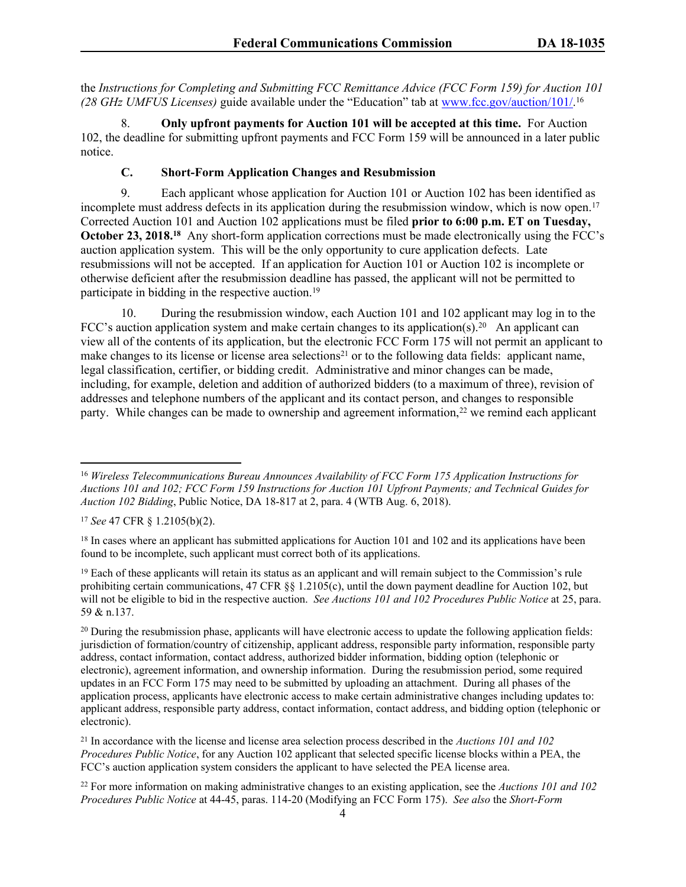the *Instructions for Completing and Submitting FCC Remittance Advice (FCC Form 159) for Auction 101 (28 GHz UMFUS Licenses)* guide available under the "Education" tab at www.fcc.gov/auction/101/.[16]

8. **Only upfront payments for Auction 101 will be accepted at this time.** For Auction 102, the deadline for submitting upfront payments and FCC Form 159 will be announced in a later public notice.

### C. Short-Form Application Changes and Resubmission

9. Each applicant whose application for Auction 101 or Auction 102 has been identified as incomplete must address defects in its application during the resubmission window, which is now open.[17] Corrected Auction 101 and Auction 102 applications must be filed **prior to 6:00 p.m. ET on Tuesday, October 23, 2018.[18]** Any short-form application corrections must be made electronically using the FCC's auction application system. This will be the only opportunity to cure application defects. Late resubmissions will not be accepted. If an application for Auction 101 or Auction 102 is incomplete or otherwise deficient after the resubmission deadline has passed, the applicant will not be permitted to participate in bidding in the respective auction.[19]

10. During the resubmission window, each Auction 101 and 102 applicant may log in to the FCC's auction application system and make certain changes to its application(s).[20] An applicant can view all of the contents of its application, but the electronic FCC Form 175 will not permit an applicant to make changes to its license or license area selections[21] or to the following data fields: applicant name, legal classification, certifier, or bidding credit. Administrative and minor changes can be made, including, for example, deletion and addition of authorized bidders (to a maximum of three), revision of addresses and telephone numbers of the applicant and its contact person, and changes to responsible party. While changes can be made to ownership and agreement information,[22] we remind each applicant

---

[16] *Wireless Telecommunications Bureau Announces Availability of FCC Form 175 Application Instructions for Auctions 101 and 102; FCC Form 159 Instructions for Auction 101 Upfront Payments; and Technical Guides for Auction 102 Bidding*, Public Notice, DA 18-817 at 2, para. 4 (WTB Aug. 6, 2018).

[17] *See* 47 CFR § 1.2105(b)(2).

[18] In cases where an applicant has submitted applications for Auction 101 and 102 and its applications have been found to be incomplete, such applicant must correct both of its applications.

[19] Each of these applicants will retain its status as an applicant and will remain subject to the Commission's rule prohibiting certain communications, 47 CFR §§ 1.2105(c), until the down payment deadline for Auction 102, but will not be eligible to bid in the respective auction. *See Auctions 101 and 102 Procedures Public Notice* at 25, para. 59 & n.137.

[20] During the resubmission phase, applicants will have electronic access to update the following application fields: jurisdiction of formation/country of citizenship, applicant address, responsible party information, responsible party address, contact information, contact address, authorized bidder information, bidding option (telephonic or electronic), agreement information, and ownership information. During the resubmission period, some required updates in an FCC Form 175 may need to be submitted by uploading an attachment. During all phases of the application process, applicants have electronic access to make certain administrative changes including updates to: applicant address, responsible party address, contact information, contact address, and bidding option (telephonic or electronic).

[21] In accordance with the license and license area selection process described in the *Auctions 101 and 102 Procedures Public Notice*, for any Auction 102 applicant that selected specific license blocks within a PEA, the FCC's auction application system considers the applicant to have selected the PEA license area.

[22] For more information on making administrative changes to an existing application, see the *Auctions 101 and 102 Procedures Public Notice* at 44-45, paras. 114-20 (Modifying an FCC Form 175). *See also* the *Short-Form*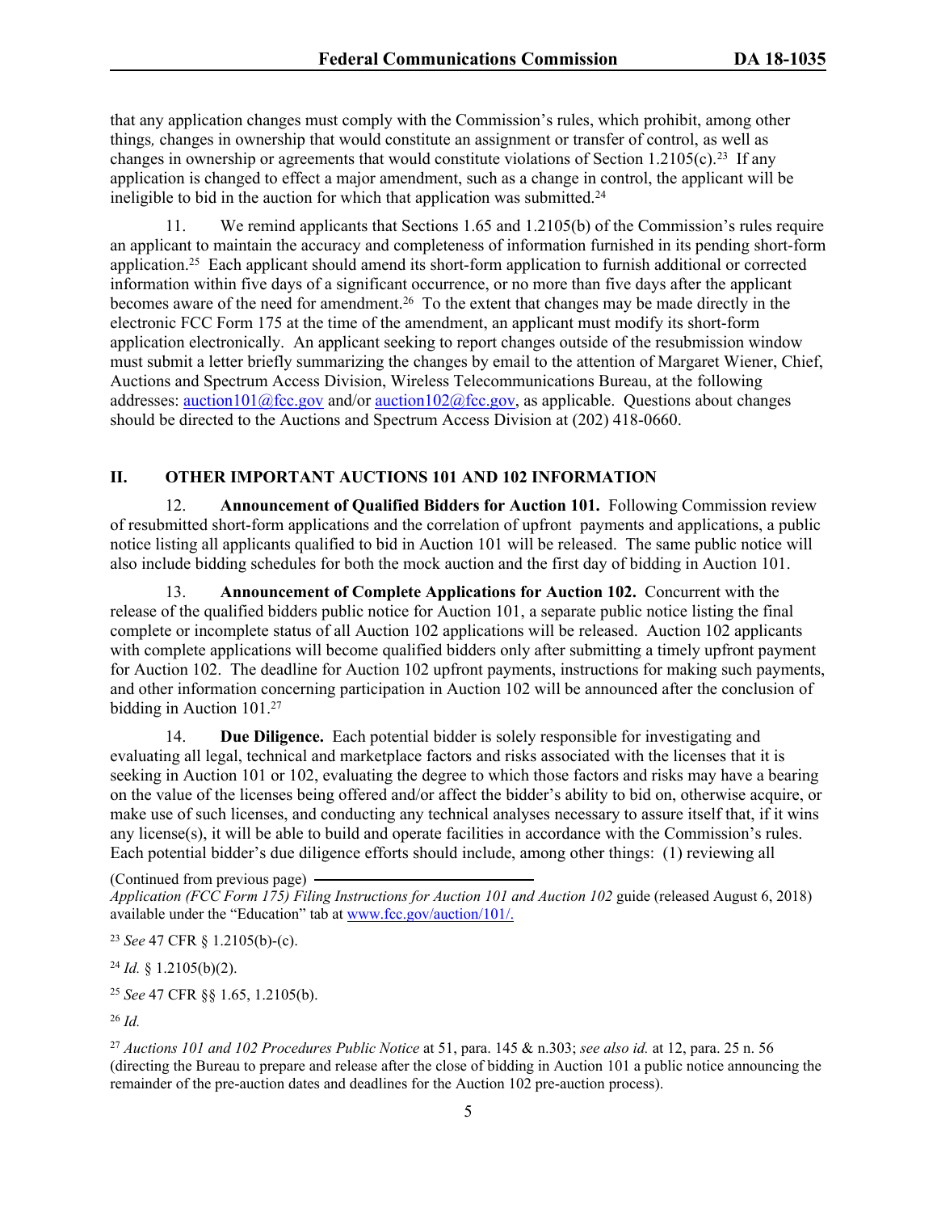that any application changes must comply with the Commission's rules, which prohibit, among other things*,* changes in ownership that would constitute an assignment or transfer of control, as well as changes in ownership or agreements that would constitute violations of Section 1.2105(c).[23] If any application is changed to effect a major amendment, such as a change in control, the applicant will be ineligible to bid in the auction for which that application was submitted.[24]

11. We remind applicants that Sections 1.65 and 1.2105(b) of the Commission's rules require an applicant to maintain the accuracy and completeness of information furnished in its pending short-form application.[25] Each applicant should amend its short-form application to furnish additional or corrected information within five days of a significant occurrence, or no more than five days after the applicant becomes aware of the need for amendment.[26] To the extent that changes may be made directly in the electronic FCC Form 175 at the time of the amendment, an applicant must modify its short-form application electronically. An applicant seeking to report changes outside of the resubmission window must submit a letter briefly summarizing the changes by email to the attention of Margaret Wiener, Chief, Auctions and Spectrum Access Division, Wireless Telecommunications Bureau, at the following addresses: auction101@fcc.gov and/or auction102@fcc.gov, as applicable. Questions about changes should be directed to the Auctions and Spectrum Access Division at (202) 418-0660.

## II. OTHER IMPORTANT AUCTIONS 101 AND 102 INFORMATION

12. **Announcement of Qualified Bidders for Auction 101.** Following Commission review of resubmitted short-form applications and the correlation of upfront payments and applications, a public notice listing all applicants qualified to bid in Auction 101 will be released. The same public notice will also include bidding schedules for both the mock auction and the first day of bidding in Auction 101.

13. **Announcement of Complete Applications for Auction 102.** Concurrent with the release of the qualified bidders public notice for Auction 101, a separate public notice listing the final complete or incomplete status of all Auction 102 applications will be released. Auction 102 applicants with complete applications will become qualified bidders only after submitting a timely upfront payment for Auction 102. The deadline for Auction 102 upfront payments, instructions for making such payments, and other information concerning participation in Auction 102 will be announced after the conclusion of bidding in Auction 101.[27]

14. **Due Diligence.** Each potential bidder is solely responsible for investigating and evaluating all legal, technical and marketplace factors and risks associated with the licenses that it is seeking in Auction 101 or 102, evaluating the degree to which those factors and risks may have a bearing on the value of the licenses being offered and/or affect the bidder's ability to bid on, otherwise acquire, or make use of such licenses, and conducting any technical analyses necessary to assure itself that, if it wins any license(s), it will be able to build and operate facilities in accordance with the Commission's rules. Each potential bidder's due diligence efforts should include, among other things: (1) reviewing all

(Continued from previous page)
*Application (FCC Form 175) Filing Instructions for Auction 101 and Auction 102* guide (released August 6, 2018) available under the "Education" tab at www.fcc.gov/auction/101/.

[23] *See* 47 CFR § 1.2105(b)-(c).

[24] *Id.* § 1.2105(b)(2).

[25] *See* 47 CFR §§ 1.65, 1.2105(b).

[26] *Id.*

[27] *Auctions 101 and 102 Procedures Public Notice* at 51, para. 145 & n.303; *see also id.* at 12, para. 25 n. 56 (directing the Bureau to prepare and release after the close of bidding in Auction 101 a public notice announcing the remainder of the pre-auction dates and deadlines for the Auction 102 pre-auction process).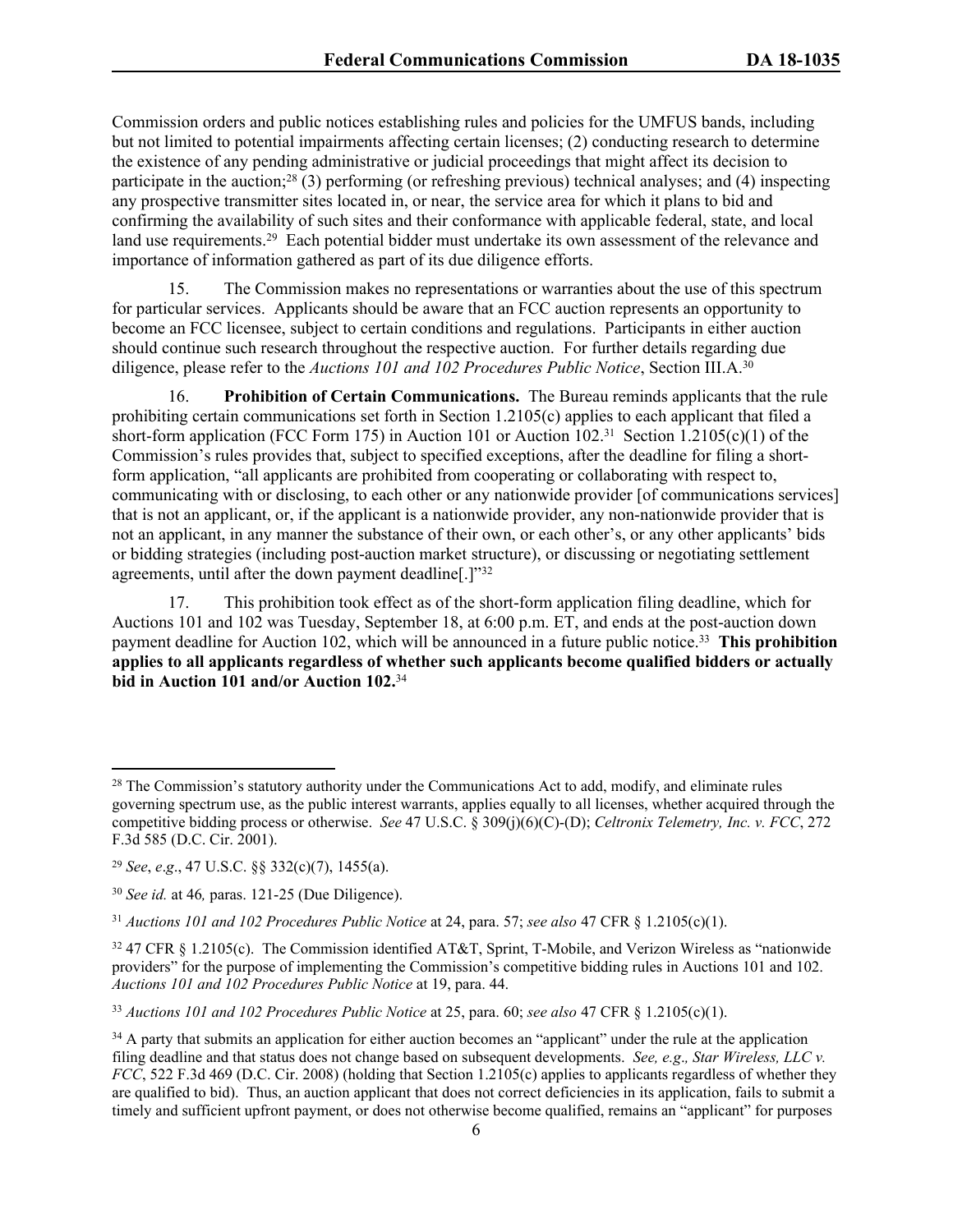Commission orders and public notices establishing rules and policies for the UMFUS bands, including but not limited to potential impairments affecting certain licenses; (2) conducting research to determine the existence of any pending administrative or judicial proceedings that might affect its decision to participate in the auction;[28] (3) performing (or refreshing previous) technical analyses; and (4) inspecting any prospective transmitter sites located in, or near, the service area for which it plans to bid and confirming the availability of such sites and their conformance with applicable federal, state, and local land use requirements.[29] Each potential bidder must undertake its own assessment of the relevance and importance of information gathered as part of its due diligence efforts.

15. The Commission makes no representations or warranties about the use of this spectrum for particular services. Applicants should be aware that an FCC auction represents an opportunity to become an FCC licensee, subject to certain conditions and regulations. Participants in either auction should continue such research throughout the respective auction. For further details regarding due diligence, please refer to the *Auctions 101 and 102 Procedures Public Notice*, Section III.A.[30]

16. **Prohibition of Certain Communications.** The Bureau reminds applicants that the rule prohibiting certain communications set forth in Section 1.2105(c) applies to each applicant that filed a short-form application (FCC Form 175) in Auction 101 or Auction 102.[31] Section 1.2105(c)(1) of the Commission's rules provides that, subject to specified exceptions, after the deadline for filing a short-form application, "all applicants are prohibited from cooperating or collaborating with respect to, communicating with or disclosing, to each other or any nationwide provider [of communications services] that is not an applicant, or, if the applicant is a nationwide provider, any non-nationwide provider that is not an applicant, in any manner the substance of their own, or each other's, or any other applicants' bids or bidding strategies (including post-auction market structure), or discussing or negotiating settlement agreements, until after the down payment deadline[.]"[32]

17. This prohibition took effect as of the short-form application filing deadline, which for Auctions 101 and 102 was Tuesday, September 18, at 6:00 p.m. ET, and ends at the post-auction down payment deadline for Auction 102, which will be announced in a future public notice.[33] **This prohibition applies to all applicants regardless of whether such applicants become qualified bidders or actually bid in Auction 101 and/or Auction 102.**[34]

---

[28] The Commission's statutory authority under the Communications Act to add, modify, and eliminate rules governing spectrum use, as the public interest warrants, applies equally to all licenses, whether acquired through the competitive bidding process or otherwise. *See* 47 U.S.C. § 309(j)(6)(C)-(D); *Celtronix Telemetry, Inc. v. FCC*, 272 F.3d 585 (D.C. Cir. 2001).

[29] *See*, *e.g*., 47 U.S.C. §§ 332(c)(7), 1455(a).

[30] *See id.* at 46*,* paras. 121-25 (Due Diligence).

[31] *Auctions 101 and 102 Procedures Public Notice* at 24, para. 57; *see also* 47 CFR § 1.2105(c)(1).

[32] 47 CFR § 1.2105(c). The Commission identified AT&T, Sprint, T-Mobile, and Verizon Wireless as "nationwide providers" for the purpose of implementing the Commission's competitive bidding rules in Auctions 101 and 102. *Auctions 101 and 102 Procedures Public Notice* at 19, para. 44.

[33] *Auctions 101 and 102 Procedures Public Notice* at 25, para. 60; *see also* 47 CFR § 1.2105(c)(1).

[34] A party that submits an application for either auction becomes an "applicant" under the rule at the application filing deadline and that status does not change based on subsequent developments. *See, e.g., Star Wireless, LLC v. FCC*, 522 F.3d 469 (D.C. Cir. 2008) (holding that Section 1.2105(c) applies to applicants regardless of whether they are qualified to bid). Thus, an auction applicant that does not correct deficiencies in its application, fails to submit a timely and sufficient upfront payment, or does not otherwise become qualified, remains an "applicant" for purposes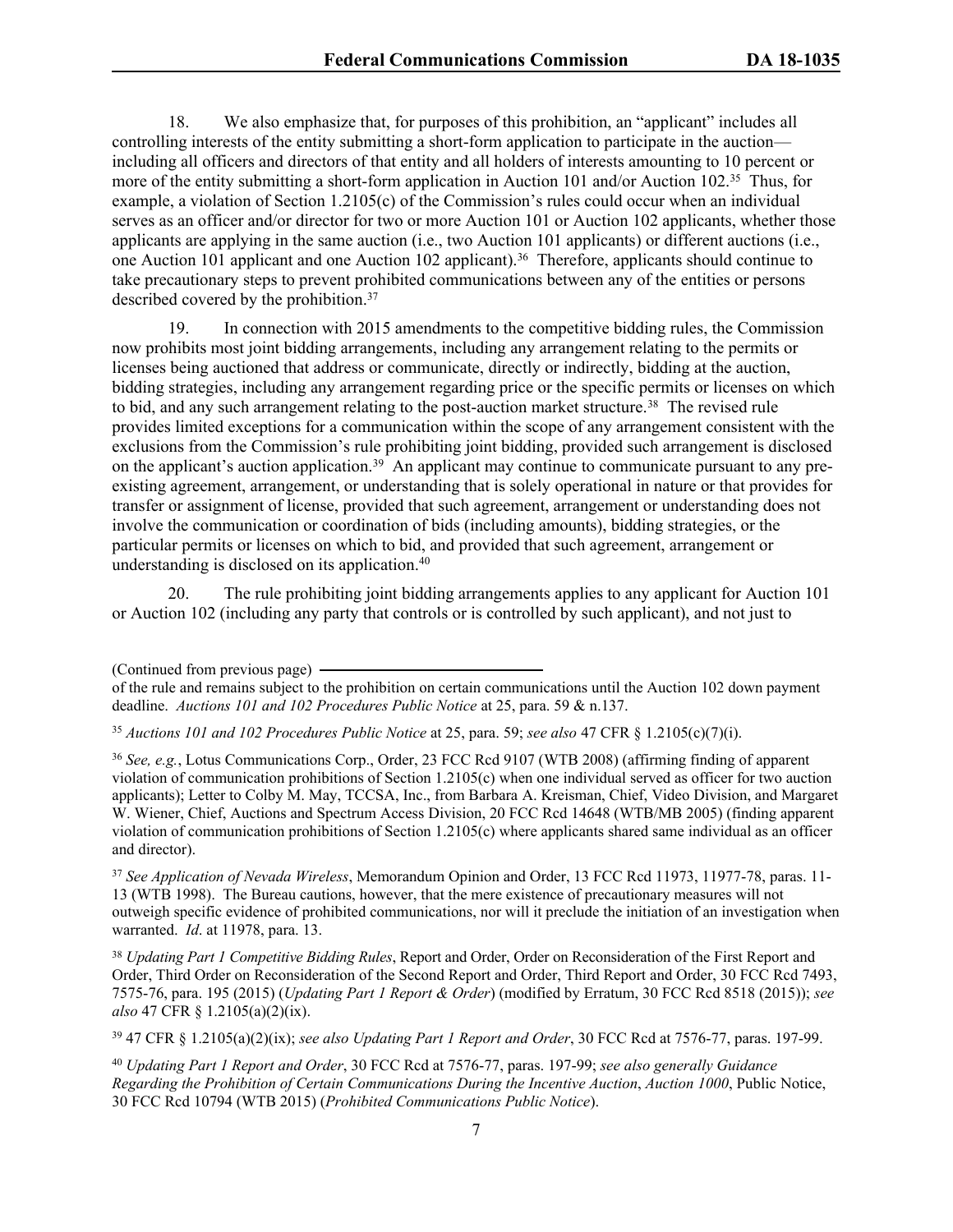18. We also emphasize that, for purposes of this prohibition, an "applicant" includes all controlling interests of the entity submitting a short-form application to participate in the auction—including all officers and directors of that entity and all holders of interests amounting to 10 percent or more of the entity submitting a short-form application in Auction 101 and/or Auction 102.[35] Thus, for example, a violation of Section 1.2105(c) of the Commission's rules could occur when an individual serves as an officer and/or director for two or more Auction 101 or Auction 102 applicants, whether those applicants are applying in the same auction (i.e., two Auction 101 applicants) or different auctions (i.e., one Auction 101 applicant and one Auction 102 applicant).[36] Therefore, applicants should continue to take precautionary steps to prevent prohibited communications between any of the entities or persons described covered by the prohibition.[37]

19. In connection with 2015 amendments to the competitive bidding rules, the Commission now prohibits most joint bidding arrangements, including any arrangement relating to the permits or licenses being auctioned that address or communicate, directly or indirectly, bidding at the auction, bidding strategies, including any arrangement regarding price or the specific permits or licenses on which to bid, and any such arrangement relating to the post-auction market structure.[38] The revised rule provides limited exceptions for a communication within the scope of any arrangement consistent with the exclusions from the Commission's rule prohibiting joint bidding, provided such arrangement is disclosed on the applicant's auction application.[39] An applicant may continue to communicate pursuant to any pre-existing agreement, arrangement, or understanding that is solely operational in nature or that provides for transfer or assignment of license, provided that such agreement, arrangement or understanding does not involve the communication or coordination of bids (including amounts), bidding strategies, or the particular permits or licenses on which to bid, and provided that such agreement, arrangement or understanding is disclosed on its application.[40]

20. The rule prohibiting joint bidding arrangements applies to any applicant for Auction 101 or Auction 102 (including any party that controls or is controlled by such applicant), and not just to

---

(Continued from previous page)
of the rule and remains subject to the prohibition on certain communications until the Auction 102 down payment deadline. *Auctions 101 and 102 Procedures Public Notice* at 25, para. 59 & n.137.

[35] *Auctions 101 and 102 Procedures Public Notice* at 25, para. 59; *see also* 47 CFR § 1.2105(c)(7)(i).

[36] *See, e.g.*, Lotus Communications Corp., Order, 23 FCC Rcd 9107 (WTB 2008) (affirming finding of apparent violation of communication prohibitions of Section 1.2105(c) when one individual served as officer for two auction applicants); Letter to Colby M. May, TCCSA, Inc., from Barbara A. Kreisman, Chief, Video Division, and Margaret W. Wiener, Chief, Auctions and Spectrum Access Division, 20 FCC Rcd 14648 (WTB/MB 2005) (finding apparent violation of communication prohibitions of Section 1.2105(c) where applicants shared same individual as an officer and director).

[37] *See Application of Nevada Wireless*, Memorandum Opinion and Order, 13 FCC Rcd 11973, 11977-78, paras. 11-13 (WTB 1998). The Bureau cautions, however, that the mere existence of precautionary measures will not outweigh specific evidence of prohibited communications, nor will it preclude the initiation of an investigation when warranted. *Id*. at 11978, para. 13.

[38] *Updating Part 1 Competitive Bidding Rules*, Report and Order, Order on Reconsideration of the First Report and Order, Third Order on Reconsideration of the Second Report and Order, Third Report and Order, 30 FCC Rcd 7493, 7575-76, para. 195 (2015) (*Updating Part 1 Report & Order*) (modified by Erratum, 30 FCC Rcd 8518 (2015)); *see also* 47 CFR § 1.2105(a)(2)(ix).

[39] 47 CFR § 1.2105(a)(2)(ix); *see also Updating Part 1 Report and Order*, 30 FCC Rcd at 7576-77, paras. 197-99.

[40] *Updating Part 1 Report and Order*, 30 FCC Rcd at 7576-77, paras. 197-99; *see also generally Guidance Regarding the Prohibition of Certain Communications During the Incentive Auction*, *Auction 1000*, Public Notice, 30 FCC Rcd 10794 (WTB 2015) (*Prohibited Communications Public Notice*).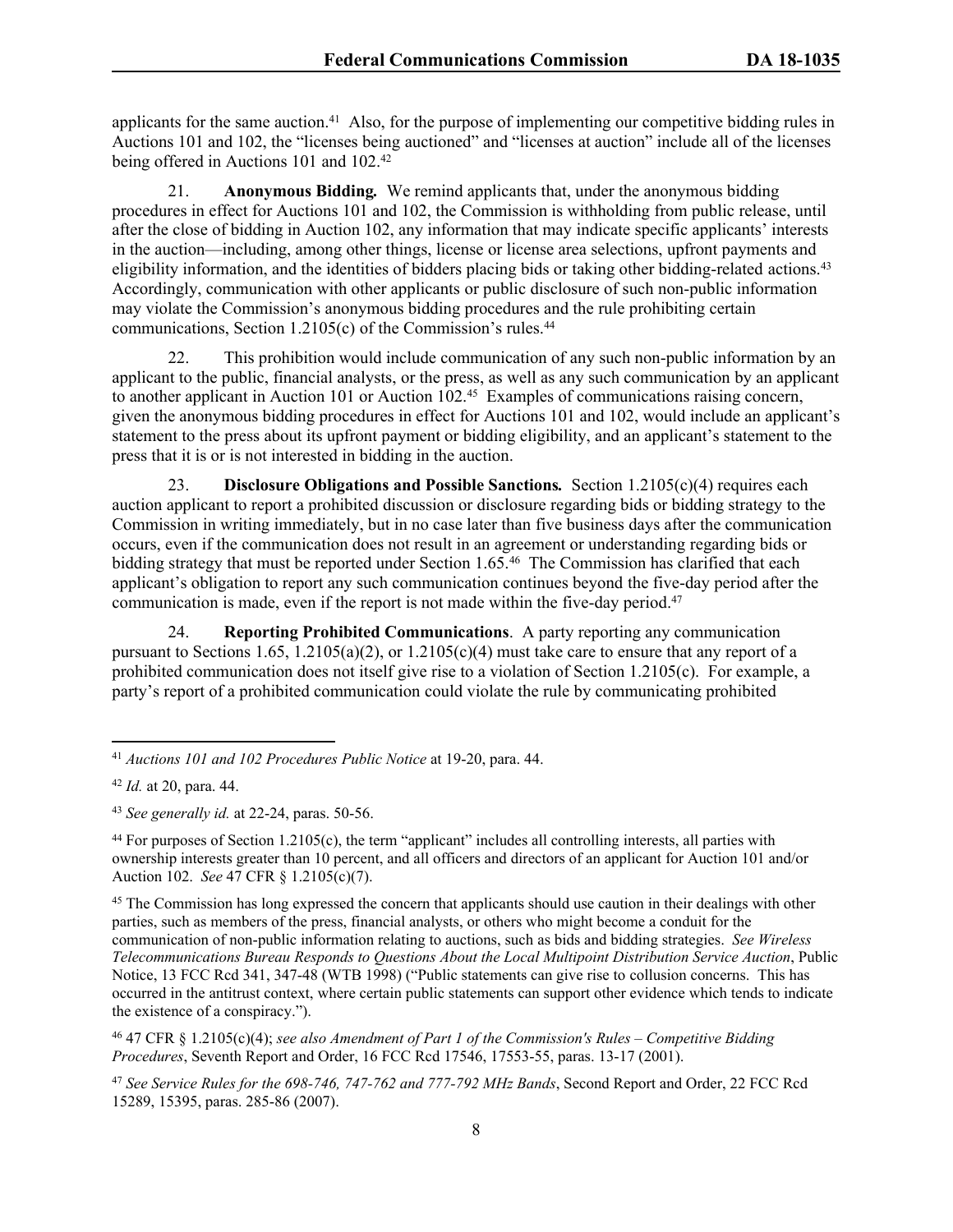applicants for the same auction.[41] Also, for the purpose of implementing our competitive bidding rules in Auctions 101 and 102, the "licenses being auctioned" and "licenses at auction" include all of the licenses being offered in Auctions 101 and 102.[42]

21. **Anonymous Bidding.** We remind applicants that, under the anonymous bidding procedures in effect for Auctions 101 and 102, the Commission is withholding from public release, until after the close of bidding in Auction 102, any information that may indicate specific applicants' interests in the auction—including, among other things, license or license area selections, upfront payments and eligibility information, and the identities of bidders placing bids or taking other bidding-related actions.[43] Accordingly, communication with other applicants or public disclosure of such non-public information may violate the Commission's anonymous bidding procedures and the rule prohibiting certain communications, Section 1.2105(c) of the Commission's rules.[44]

22. This prohibition would include communication of any such non-public information by an applicant to the public, financial analysts, or the press, as well as any such communication by an applicant to another applicant in Auction 101 or Auction 102.[45] Examples of communications raising concern, given the anonymous bidding procedures in effect for Auctions 101 and 102, would include an applicant's statement to the press about its upfront payment or bidding eligibility, and an applicant's statement to the press that it is or is not interested in bidding in the auction.

23. **Disclosure Obligations and Possible Sanctions.** Section 1.2105(c)(4) requires each auction applicant to report a prohibited discussion or disclosure regarding bids or bidding strategy to the Commission in writing immediately, but in no case later than five business days after the communication occurs, even if the communication does not result in an agreement or understanding regarding bids or bidding strategy that must be reported under Section 1.65.[46] The Commission has clarified that each applicant's obligation to report any such communication continues beyond the five-day period after the communication is made, even if the report is not made within the five-day period.[47]

24. **Reporting Prohibited Communications**. A party reporting any communication pursuant to Sections 1.65, 1.2105(a)(2), or 1.2105(c)(4) must take care to ensure that any report of a prohibited communication does not itself give rise to a violation of Section 1.2105(c). For example, a party's report of a prohibited communication could violate the rule by communicating prohibited

---

[41] *Auctions 101 and 102 Procedures Public Notice* at 19-20, para. 44.

[42] *Id.* at 20, para. 44.

[43] *See generally id.* at 22-24, paras. 50-56.

[44] For purposes of Section 1.2105(c), the term "applicant" includes all controlling interests, all parties with ownership interests greater than 10 percent, and all officers and directors of an applicant for Auction 101 and/or Auction 102. *See* 47 CFR § 1.2105(c)(7).

[45] The Commission has long expressed the concern that applicants should use caution in their dealings with other parties, such as members of the press, financial analysts, or others who might become a conduit for the communication of non-public information relating to auctions, such as bids and bidding strategies. *See Wireless Telecommunications Bureau Responds to Questions About the Local Multipoint Distribution Service Auction*, Public Notice, 13 FCC Rcd 341, 347-48 (WTB 1998) ("Public statements can give rise to collusion concerns. This has occurred in the antitrust context, where certain public statements can support other evidence which tends to indicate the existence of a conspiracy.").

[46] 47 CFR § 1.2105(c)(4); *see also Amendment of Part 1 of the Commission's Rules – Competitive Bidding Procedures*, Seventh Report and Order, 16 FCC Rcd 17546, 17553-55, paras. 13-17 (2001).

[47] *See Service Rules for the 698-746, 747-762 and 777-792 MHz Bands*, Second Report and Order, 22 FCC Rcd 15289, 15395, paras. 285-86 (2007).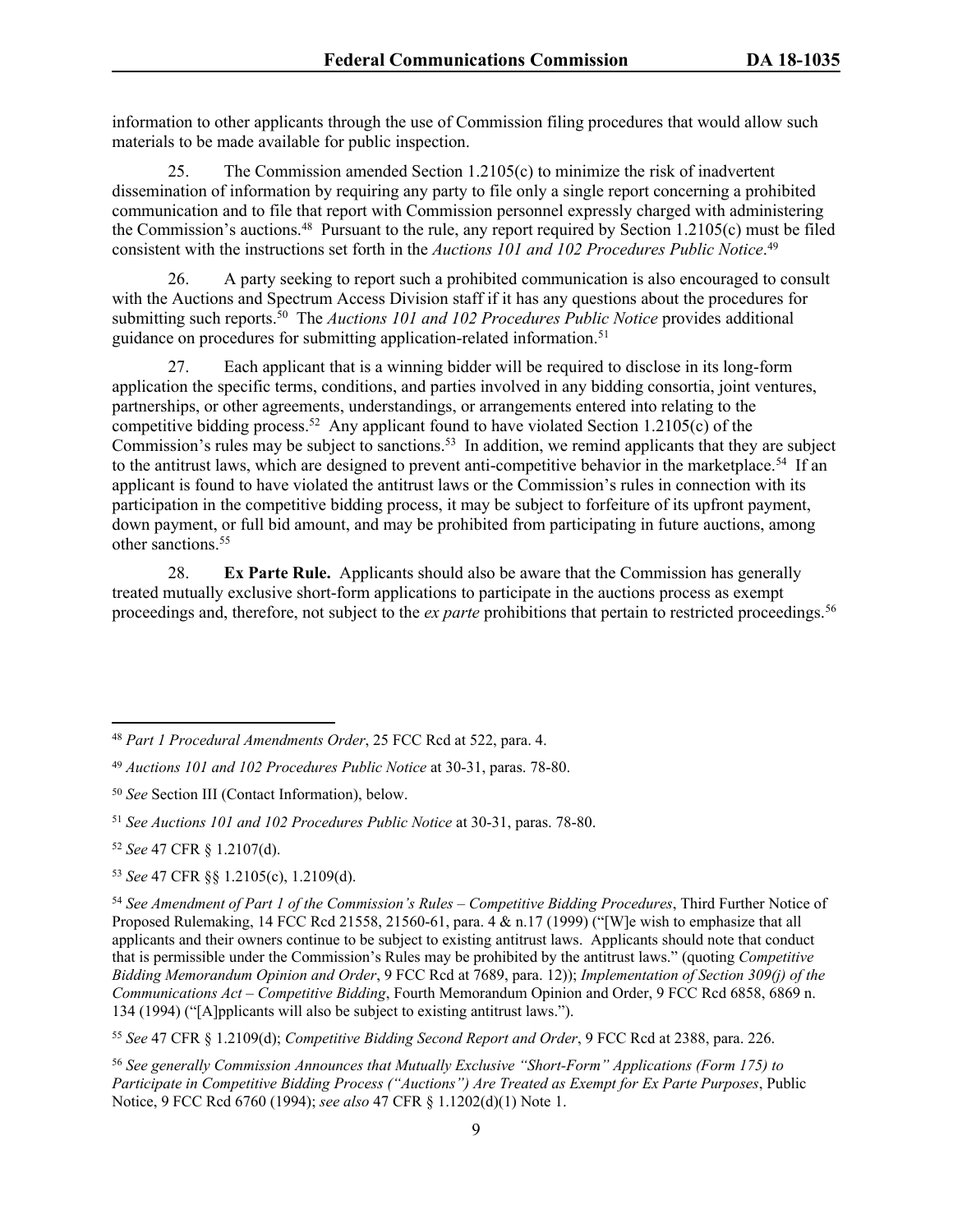information to other applicants through the use of Commission filing procedures that would allow such materials to be made available for public inspection.

25. The Commission amended Section 1.2105(c) to minimize the risk of inadvertent dissemination of information by requiring any party to file only a single report concerning a prohibited communication and to file that report with Commission personnel expressly charged with administering the Commission's auctions.[48] Pursuant to the rule, any report required by Section 1.2105(c) must be filed consistent with the instructions set forth in the *Auctions 101 and 102 Procedures Public Notice*.[49]

26. A party seeking to report such a prohibited communication is also encouraged to consult with the Auctions and Spectrum Access Division staff if it has any questions about the procedures for submitting such reports.[50] The *Auctions 101 and 102 Procedures Public Notice* provides additional guidance on procedures for submitting application-related information.[51]

27. Each applicant that is a winning bidder will be required to disclose in its long-form application the specific terms, conditions, and parties involved in any bidding consortia, joint ventures, partnerships, or other agreements, understandings, or arrangements entered into relating to the competitive bidding process.[52] Any applicant found to have violated Section 1.2105(c) of the Commission's rules may be subject to sanctions.[53] In addition, we remind applicants that they are subject to the antitrust laws, which are designed to prevent anti-competitive behavior in the marketplace.[54] If an applicant is found to have violated the antitrust laws or the Commission's rules in connection with its participation in the competitive bidding process, it may be subject to forfeiture of its upfront payment, down payment, or full bid amount, and may be prohibited from participating in future auctions, among other sanctions.[55]

28. **Ex Parte Rule.** Applicants should also be aware that the Commission has generally treated mutually exclusive short-form applications to participate in the auctions process as exempt proceedings and, therefore, not subject to the *ex parte* prohibitions that pertain to restricted proceedings.[56]

---

[48] *Part 1 Procedural Amendments Order*, 25 FCC Rcd at 522, para. 4.

[49] *Auctions 101 and 102 Procedures Public Notice* at 30-31, paras. 78-80.

[50] *See* Section III (Contact Information), below.

[51] *See Auctions 101 and 102 Procedures Public Notice* at 30-31, paras. 78-80.

[52] *See* 47 CFR § 1.2107(d).

[53] *See* 47 CFR §§ 1.2105(c), 1.2109(d).

[54] *See Amendment of Part 1 of the Commission's Rules – Competitive Bidding Procedures*, Third Further Notice of Proposed Rulemaking, 14 FCC Rcd 21558, 21560-61, para. 4 & n.17 (1999) ("[W]e wish to emphasize that all applicants and their owners continue to be subject to existing antitrust laws. Applicants should note that conduct that is permissible under the Commission's Rules may be prohibited by the antitrust laws." (quoting *Competitive Bidding Memorandum Opinion and Order*, 9 FCC Rcd at 7689, para. 12)); *Implementation of Section 309(j) of the Communications Act – Competitive Bidding*, Fourth Memorandum Opinion and Order, 9 FCC Rcd 6858, 6869 n. 134 (1994) ("[A]pplicants will also be subject to existing antitrust laws.").

[55] *See* 47 CFR § 1.2109(d); *Competitive Bidding Second Report and Order*, 9 FCC Rcd at 2388, para. 226.

[56] *See generally Commission Announces that Mutually Exclusive "Short-Form" Applications (Form 175) to Participate in Competitive Bidding Process ("Auctions") Are Treated as Exempt for Ex Parte Purposes*, Public Notice, 9 FCC Rcd 6760 (1994); *see also* 47 CFR § 1.1202(d)(1) Note 1.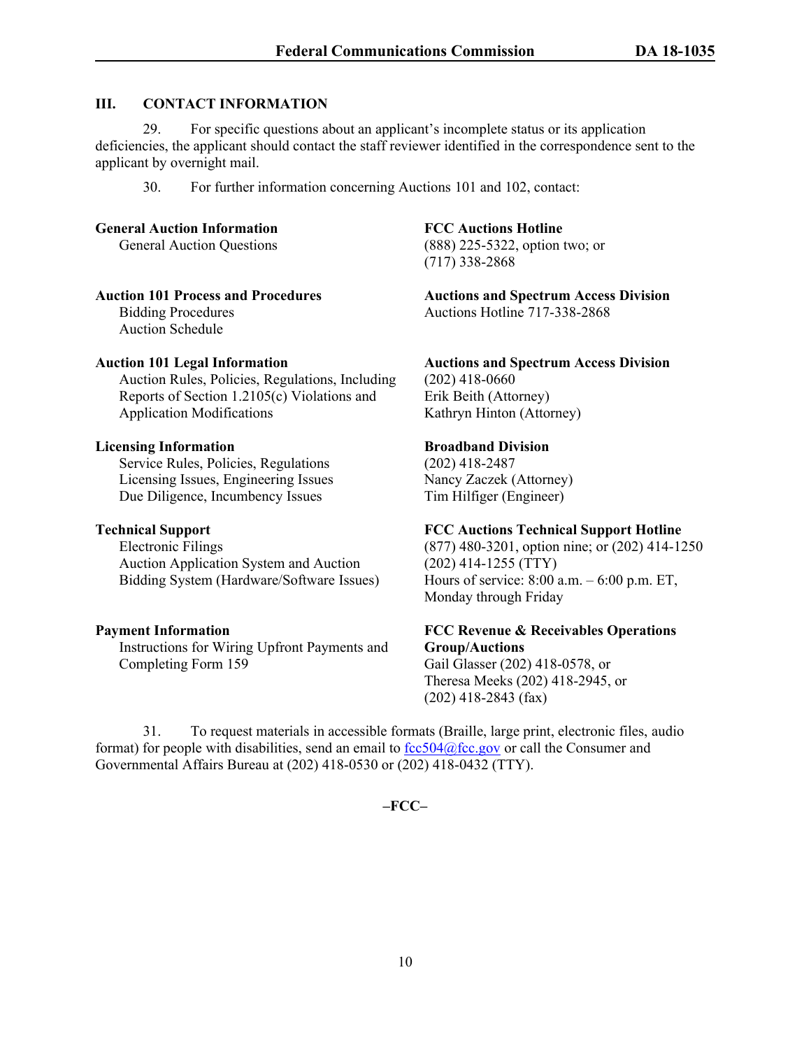## III. CONTACT INFORMATION

29. For specific questions about an applicant's incomplete status or its application deficiencies, the applicant should contact the staff reviewer identified in the correspondence sent to the applicant by overnight mail.

30. For further information concerning Auctions 101 and 102, contact:

| | |
|---|---|
| **General Auction Information**<br>General Auction Questions | **FCC Auctions Hotline**<br>(888) 225-5322, option two; or<br>(717) 338-2868 |
| **Auction 101 Process and Procedures**<br>Bidding Procedures<br>Auction Schedule | **Auctions and Spectrum Access Division**<br>Auctions Hotline 717-338-2868 |
| **Auction 101 Legal Information**<br>Auction Rules, Policies, Regulations, Including Reports of Section 1.2105(c) Violations and Application Modifications | **Auctions and Spectrum Access Division**<br>(202) 418-0660<br>Erik Beith (Attorney)<br>Kathryn Hinton (Attorney) |
| **Licensing Information**<br>Service Rules, Policies, Regulations<br>Licensing Issues, Engineering Issues<br>Due Diligence, Incumbency Issues | **Broadband Division**<br>(202) 418-2487<br>Nancy Zaczek (Attorney)<br>Tim Hilfiger (Engineer) |
| **Technical Support**<br>Electronic Filings<br>Auction Application System and Auction Bidding System (Hardware/Software Issues) | **FCC Auctions Technical Support Hotline**<br>(877) 480-3201, option nine; or (202) 414-1250<br>(202) 414-1255 (TTY)<br>Hours of service: 8:00 a.m. – 6:00 p.m. ET, Monday through Friday |
| **Payment Information**<br>Instructions for Wiring Upfront Payments and Completing Form 159 | **FCC Revenue & Receivables Operations Group/Auctions**<br>Gail Glasser (202) 418-0578, or<br>Theresa Meeks (202) 418-2945, or<br>(202) 418-2843 (fax) |

31. To request materials in accessible formats (Braille, large print, electronic files, audio format) for people with disabilities, send an email to fcc504@fcc.gov or call the Consumer and Governmental Affairs Bureau at (202) 418-0530 or (202) 418-0432 (TTY).

**–FCC–**